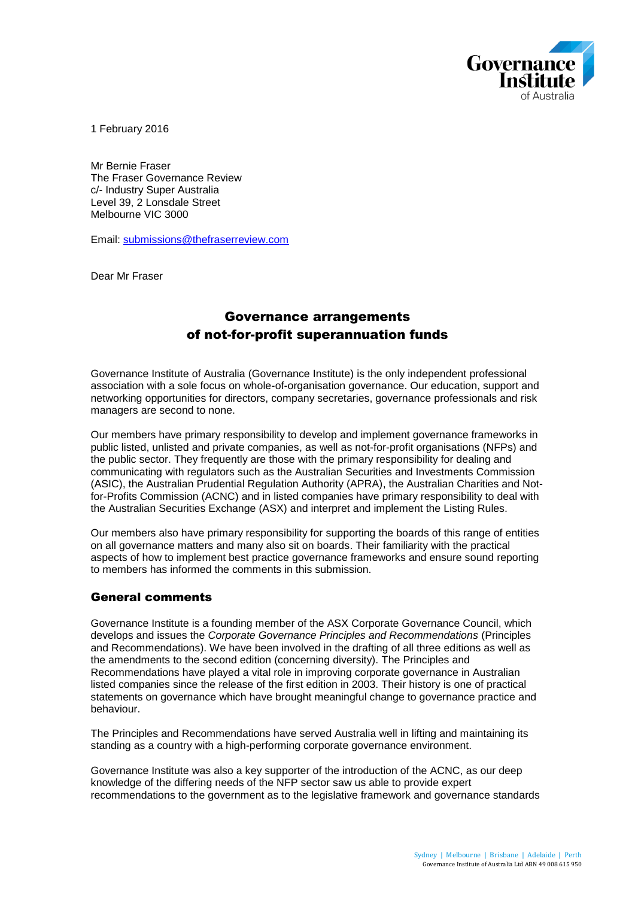1 February 2016

Mr Bernie Fraser
The Fraser Governance Review
c/- Industry Super Australia
Level 39, 2 Lonsdale Street
Melbourne VIC 3000

Email: submissions@thefraserreview.com

Dear Mr Fraser

# Governance arrangements of not-for-profit superannuation funds

Governance Institute of Australia (Governance Institute) is the only independent professional association with a sole focus on whole-of-organisation governance. Our education, support and networking opportunities for directors, company secretaries, governance professionals and risk managers are second to none.

Our members have primary responsibility to develop and implement governance frameworks in public listed, unlisted and private companies, as well as not-for-profit organisations (NFPs) and the public sector. They frequently are those with the primary responsibility for dealing and communicating with regulators such as the Australian Securities and Investments Commission (ASIC), the Australian Prudential Regulation Authority (APRA), the Australian Charities and Not-for-Profits Commission (ACNC) and in listed companies have primary responsibility to deal with the Australian Securities Exchange (ASX) and interpret and implement the Listing Rules.

Our members also have primary responsibility for supporting the boards of this range of entities on all governance matters and many also sit on boards. Their familiarity with the practical aspects of how to implement best practice governance frameworks and ensure sound reporting to members has informed the comments in this submission.

## General comments

Governance Institute is a founding member of the ASX Corporate Governance Council, which develops and issues the *Corporate Governance Principles and Recommendations* (Principles and Recommendations). We have been involved in the drafting of all three editions as well as the amendments to the second edition (concerning diversity). The Principles and Recommendations have played a vital role in improving corporate governance in Australian listed companies since the release of the first edition in 2003. Their history is one of practical statements on governance which have brought meaningful change to governance practice and behaviour.

The Principles and Recommendations have served Australia well in lifting and maintaining its standing as a country with a high-performing corporate governance environment.

Governance Institute was also a key supporter of the introduction of the ACNC, as our deep knowledge of the differing needs of the NFP sector saw us able to provide expert recommendations to the government as to the legislative framework and governance standards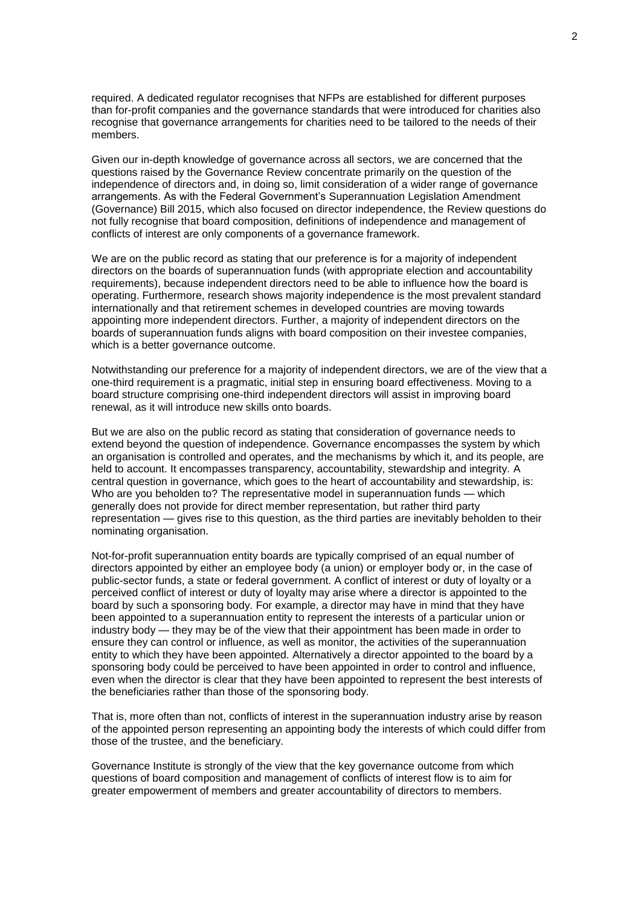required. A dedicated regulator recognises that NFPs are established for different purposes than for-profit companies and the governance standards that were introduced for charities also recognise that governance arrangements for charities need to be tailored to the needs of their members.

Given our in-depth knowledge of governance across all sectors, we are concerned that the questions raised by the Governance Review concentrate primarily on the question of the independence of directors and, in doing so, limit consideration of a wider range of governance arrangements. As with the Federal Government's Superannuation Legislation Amendment (Governance) Bill 2015, which also focused on director independence, the Review questions do not fully recognise that board composition, definitions of independence and management of conflicts of interest are only components of a governance framework.

We are on the public record as stating that our preference is for a majority of independent directors on the boards of superannuation funds (with appropriate election and accountability requirements), because independent directors need to be able to influence how the board is operating. Furthermore, research shows majority independence is the most prevalent standard internationally and that retirement schemes in developed countries are moving towards appointing more independent directors. Further, a majority of independent directors on the boards of superannuation funds aligns with board composition on their investee companies, which is a better governance outcome.

Notwithstanding our preference for a majority of independent directors, we are of the view that a one-third requirement is a pragmatic, initial step in ensuring board effectiveness. Moving to a board structure comprising one-third independent directors will assist in improving board renewal, as it will introduce new skills onto boards.

But we are also on the public record as stating that consideration of governance needs to extend beyond the question of independence. Governance encompasses the system by which an organisation is controlled and operates, and the mechanisms by which it, and its people, are held to account. It encompasses transparency, accountability, stewardship and integrity. A central question in governance, which goes to the heart of accountability and stewardship, is: Who are you beholden to? The representative model in superannuation funds — which generally does not provide for direct member representation, but rather third party representation — gives rise to this question, as the third parties are inevitably beholden to their nominating organisation.

Not-for-profit superannuation entity boards are typically comprised of an equal number of directors appointed by either an employee body (a union) or employer body or, in the case of public-sector funds, a state or federal government. A conflict of interest or duty of loyalty or a perceived conflict of interest or duty of loyalty may arise where a director is appointed to the board by such a sponsoring body. For example, a director may have in mind that they have been appointed to a superannuation entity to represent the interests of a particular union or industry body — they may be of the view that their appointment has been made in order to ensure they can control or influence, as well as monitor, the activities of the superannuation entity to which they have been appointed. Alternatively a director appointed to the board by a sponsoring body could be perceived to have been appointed in order to control and influence, even when the director is clear that they have been appointed to represent the best interests of the beneficiaries rather than those of the sponsoring body.

That is, more often than not, conflicts of interest in the superannuation industry arise by reason of the appointed person representing an appointing body the interests of which could differ from those of the trustee, and the beneficiary.

Governance Institute is strongly of the view that the key governance outcome from which questions of board composition and management of conflicts of interest flow is to aim for greater empowerment of members and greater accountability of directors to members.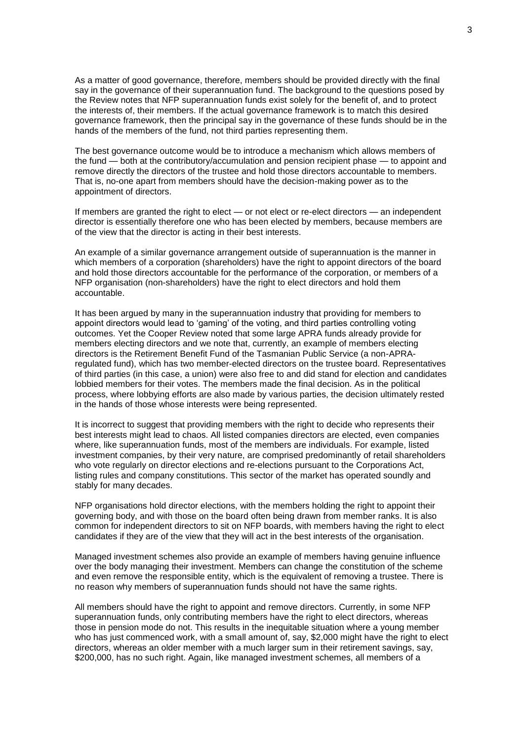As a matter of good governance, therefore, members should be provided directly with the final say in the governance of their superannuation fund. The background to the questions posed by the Review notes that NFP superannuation funds exist solely for the benefit of, and to protect the interests of, their members. If the actual governance framework is to match this desired governance framework, then the principal say in the governance of these funds should be in the hands of the members of the fund, not third parties representing them.

The best governance outcome would be to introduce a mechanism which allows members of the fund — both at the contributory/accumulation and pension recipient phase — to appoint and remove directly the directors of the trustee and hold those directors accountable to members. That is, no-one apart from members should have the decision-making power as to the appointment of directors.

If members are granted the right to elect — or not elect or re-elect directors — an independent director is essentially therefore one who has been elected by members, because members are of the view that the director is acting in their best interests.

An example of a similar governance arrangement outside of superannuation is the manner in which members of a corporation (shareholders) have the right to appoint directors of the board and hold those directors accountable for the performance of the corporation, or members of a NFP organisation (non-shareholders) have the right to elect directors and hold them accountable.

It has been argued by many in the superannuation industry that providing for members to appoint directors would lead to 'gaming' of the voting, and third parties controlling voting outcomes. Yet the Cooper Review noted that some large APRA funds already provide for members electing directors and we note that, currently, an example of members electing directors is the Retirement Benefit Fund of the Tasmanian Public Service (a non-APRA-regulated fund), which has two member-elected directors on the trustee board. Representatives of third parties (in this case, a union) were also free to and did stand for election and candidates lobbied members for their votes. The members made the final decision. As in the political process, where lobbying efforts are also made by various parties, the decision ultimately rested in the hands of those whose interests were being represented.

It is incorrect to suggest that providing members with the right to decide who represents their best interests might lead to chaos. All listed companies directors are elected, even companies where, like superannuation funds, most of the members are individuals. For example, listed investment companies, by their very nature, are comprised predominantly of retail shareholders who vote regularly on director elections and re-elections pursuant to the Corporations Act, listing rules and company constitutions. This sector of the market has operated soundly and stably for many decades.

NFP organisations hold director elections, with the members holding the right to appoint their governing body, and with those on the board often being drawn from member ranks. It is also common for independent directors to sit on NFP boards, with members having the right to elect candidates if they are of the view that they will act in the best interests of the organisation.

Managed investment schemes also provide an example of members having genuine influence over the body managing their investment. Members can change the constitution of the scheme and even remove the responsible entity, which is the equivalent of removing a trustee. There is no reason why members of superannuation funds should not have the same rights.

All members should have the right to appoint and remove directors. Currently, in some NFP superannuation funds, only contributing members have the right to elect directors, whereas those in pension mode do not. This results in the inequitable situation where a young member who has just commenced work, with a small amount of, say, $2,000 might have the right to elect directors, whereas an older member with a much larger sum in their retirement savings, say, $200,000, has no such right. Again, like managed investment schemes, all members of a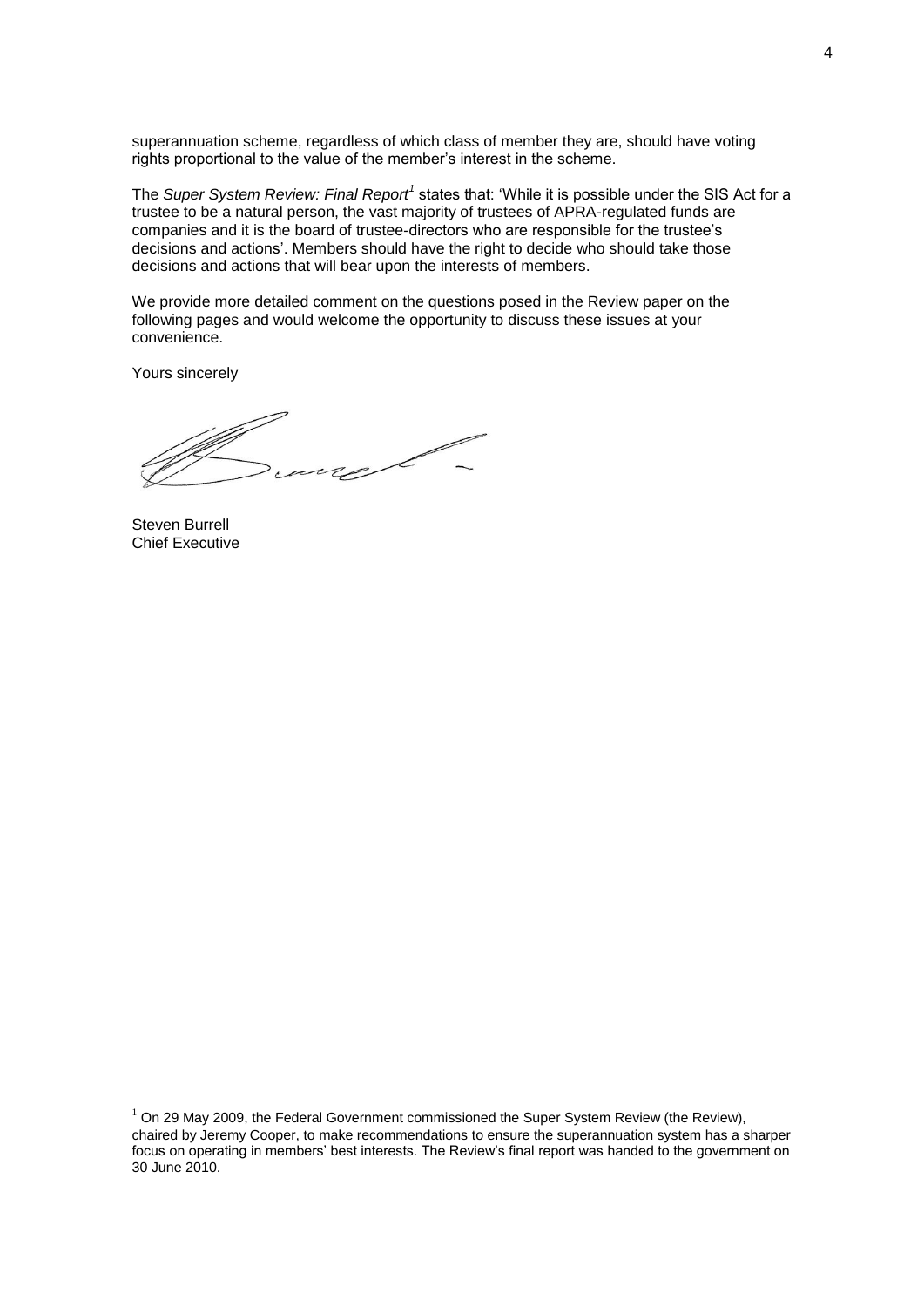superannuation scheme, regardless of which class of member they are, should have voting rights proportional to the value of the member's interest in the scheme.

The *Super System Review: Final Report*[1] states that: 'While it is possible under the SIS Act for a trustee to be a natural person, the vast majority of trustees of APRA-regulated funds are companies and it is the board of trustee-directors who are responsible for the trustee's decisions and actions'. Members should have the right to decide who should take those decisions and actions that will bear upon the interests of members.

We provide more detailed comment on the questions posed in the Review paper on the following pages and would welcome the opportunity to discuss these issues at your convenience.

Yours sincerely

Steven Burrell
Chief Executive

---

[1] On 29 May 2009, the Federal Government commissioned the Super System Review (the Review), chaired by Jeremy Cooper, to make recommendations to ensure the superannuation system has a sharper focus on operating in members' best interests. The Review's final report was handed to the government on 30 June 2010.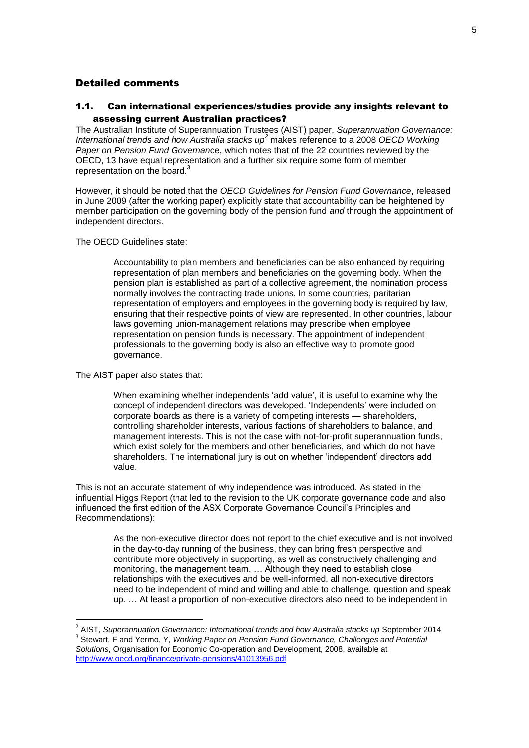## Detailed comments

### 1.1. Can international experiences/studies provide any insights relevant to assessing current Australian practices?

The Australian Institute of Superannuation Trustees (AIST) paper, *Superannuation Governance: International trends and how Australia stacks up*[2] makes reference to a 2008 *OECD Working Paper on Pension Fund Governance*, which notes that of the 22 countries reviewed by the OECD, 13 have equal representation and a further six require some form of member representation on the board.[3]

However, it should be noted that the *OECD Guidelines for Pension Fund Governance*, released in June 2009 (after the working paper) explicitly state that accountability can be heightened by member participation on the governing body of the pension fund *and* through the appointment of independent directors.

The OECD Guidelines state:

> Accountability to plan members and beneficiaries can be also enhanced by requiring representation of plan members and beneficiaries on the governing body. When the pension plan is established as part of a collective agreement, the nomination process normally involves the contracting trade unions. In some countries, paritarian representation of employers and employees in the governing body is required by law, ensuring that their respective points of view are represented. In other countries, labour laws governing union-management relations may prescribe when employee representation on pension funds is necessary. The appointment of independent professionals to the governing body is also an effective way to promote good governance.

The AIST paper also states that:

> When examining whether independents 'add value', it is useful to examine why the concept of independent directors was developed. 'Independents' were included on corporate boards as there is a variety of competing interests — shareholders, controlling shareholder interests, various factions of shareholders to balance, and management interests. This is not the case with not-for-profit superannuation funds, which exist solely for the members and other beneficiaries, and which do not have shareholders. The international jury is out on whether 'independent' directors add value.

This is not an accurate statement of why independence was introduced. As stated in the influential Higgs Report (that led to the revision to the UK corporate governance code and also influenced the first edition of the ASX Corporate Governance Council's Principles and Recommendations):

> As the non-executive director does not report to the chief executive and is not involved in the day-to-day running of the business, they can bring fresh perspective and contribute more objectively in supporting, as well as constructively challenging and monitoring, the management team. … Although they need to establish close relationships with the executives and be well-informed, all non-executive directors need to be independent of mind and willing and able to challenge, question and speak up. … At least a proportion of non-executive directors also need to be independent in

---

[2] AIST, *Superannuation Governance: International trends and how Australia stacks up* September 2014

[3] Stewart, F and Yermo, Y, *Working Paper on Pension Fund Governance, Challenges and Potential Solutions*, Organisation for Economic Co-operation and Development, 2008, available at http://www.oecd.org/finance/private-pensions/41013956.pdf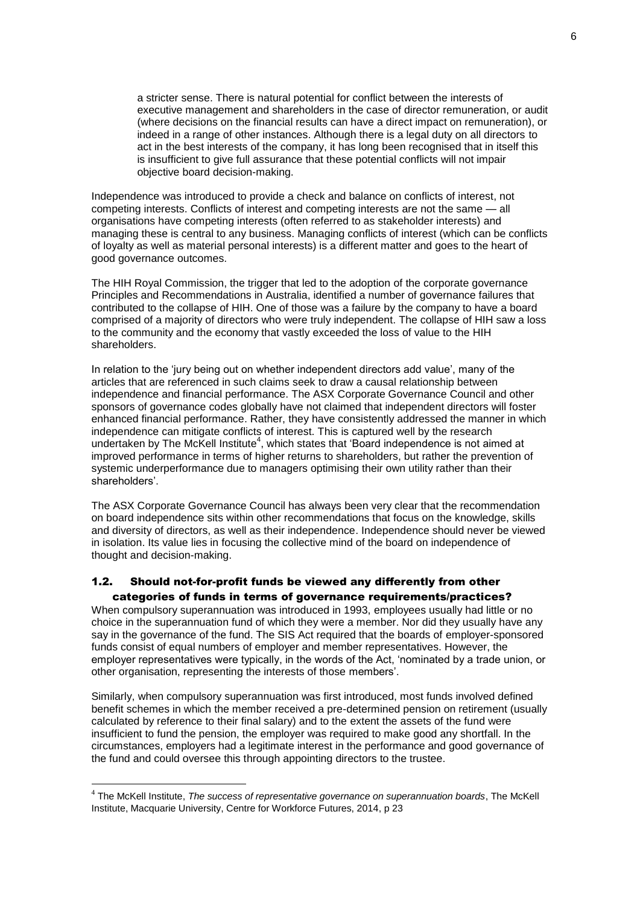> a stricter sense. There is natural potential for conflict between the interests of executive management and shareholders in the case of director remuneration, or audit (where decisions on the financial results can have a direct impact on remuneration), or indeed in a range of other instances. Although there is a legal duty on all directors to act in the best interests of the company, it has long been recognised that in itself this is insufficient to give full assurance that these potential conflicts will not impair objective board decision-making.

Independence was introduced to provide a check and balance on conflicts of interest, not competing interests. Conflicts of interest and competing interests are not the same — all organisations have competing interests (often referred to as stakeholder interests) and managing these is central to any business. Managing conflicts of interest (which can be conflicts of loyalty as well as material personal interests) is a different matter and goes to the heart of good governance outcomes.

The HIH Royal Commission, the trigger that led to the adoption of the corporate governance Principles and Recommendations in Australia, identified a number of governance failures that contributed to the collapse of HIH. One of those was a failure by the company to have a board comprised of a majority of directors who were truly independent. The collapse of HIH saw a loss to the community and the economy that vastly exceeded the loss of value to the HIH shareholders.

In relation to the 'jury being out on whether independent directors add value', many of the articles that are referenced in such claims seek to draw a causal relationship between independence and financial performance. The ASX Corporate Governance Council and other sponsors of governance codes globally have not claimed that independent directors will foster enhanced financial performance. Rather, they have consistently addressed the manner in which independence can mitigate conflicts of interest. This is captured well by the research undertaken by The McKell Institute[4], which states that 'Board independence is not aimed at improved performance in terms of higher returns to shareholders, but rather the prevention of systemic underperformance due to managers optimising their own utility rather than their shareholders'.

The ASX Corporate Governance Council has always been very clear that the recommendation on board independence sits within other recommendations that focus on the knowledge, skills and diversity of directors, as well as their independence. Independence should never be viewed in isolation. Its value lies in focusing the collective mind of the board on independence of thought and decision-making.

### 1.2. Should not-for-profit funds be viewed any differently from other categories of funds in terms of governance requirements/practices?

When compulsory superannuation was introduced in 1993, employees usually had little or no choice in the superannuation fund of which they were a member. Nor did they usually have any say in the governance of the fund. The SIS Act required that the boards of employer-sponsored funds consist of equal numbers of employer and member representatives. However, the employer representatives were typically, in the words of the Act, 'nominated by a trade union, or other organisation, representing the interests of those members'.

Similarly, when compulsory superannuation was first introduced, most funds involved defined benefit schemes in which the member received a pre-determined pension on retirement (usually calculated by reference to their final salary) and to the extent the assets of the fund were insufficient to fund the pension, the employer was required to make good any shortfall. In the circumstances, employers had a legitimate interest in the performance and good governance of the fund and could oversee this through appointing directors to the trustee.

---

[4] The McKell Institute, *The success of representative governance on superannuation boards*, The McKell Institute, Macquarie University, Centre for Workforce Futures, 2014, p 23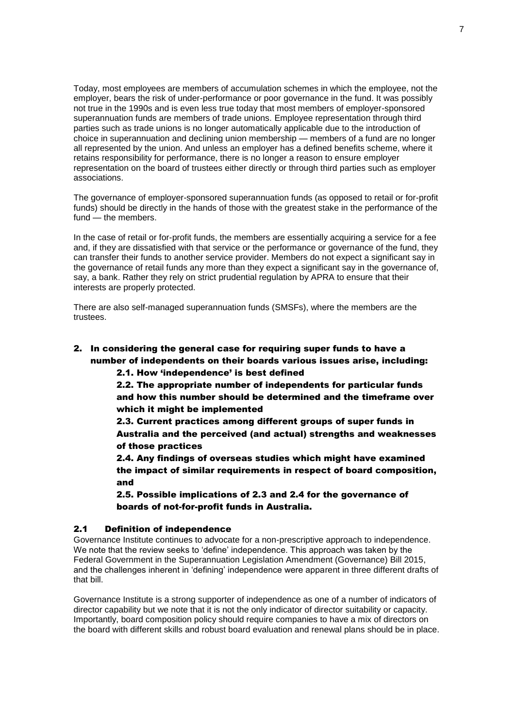Today, most employees are members of accumulation schemes in which the employee, not the employer, bears the risk of under-performance or poor governance in the fund. It was possibly not true in the 1990s and is even less true today that most members of employer-sponsored superannuation funds are members of trade unions. Employee representation through third parties such as trade unions is no longer automatically applicable due to the introduction of choice in superannuation and declining union membership — members of a fund are no longer all represented by the union. And unless an employer has a defined benefits scheme, where it retains responsibility for performance, there is no longer a reason to ensure employer representation on the board of trustees either directly or through third parties such as employer associations.

The governance of employer-sponsored superannuation funds (as opposed to retail or for-profit funds) should be directly in the hands of those with the greatest stake in the performance of the fund — the members.

In the case of retail or for-profit funds, the members are essentially acquiring a service for a fee and, if they are dissatisfied with that service or the performance or governance of the fund, they can transfer their funds to another service provider. Members do not expect a significant say in the governance of retail funds any more than they expect a significant say in the governance of, say, a bank. Rather they rely on strict prudential regulation by APRA to ensure that their interests are properly protected.

There are also self-managed superannuation funds (SMSFs), where the members are the trustees.

## 2. In considering the general case for requiring super funds to have a number of independents on their boards various issues arise, including:

**2.1. How 'independence' is best defined**

**2.2. The appropriate number of independents for particular funds and how this number should be determined and the timeframe over which it might be implemented**

**2.3. Current practices among different groups of super funds in Australia and the perceived (and actual) strengths and weaknesses of those practices**

**2.4. Any findings of overseas studies which might have examined the impact of similar requirements in respect of board composition, and**

**2.5. Possible implications of 2.3 and 2.4 for the governance of boards of not-for-profit funds in Australia.**

### 2.1 Definition of independence

Governance Institute continues to advocate for a non-prescriptive approach to independence. We note that the review seeks to 'define' independence. This approach was taken by the Federal Government in the Superannuation Legislation Amendment (Governance) Bill 2015, and the challenges inherent in 'defining' independence were apparent in three different drafts of that bill.

Governance Institute is a strong supporter of independence as one of a number of indicators of director capability but we note that it is not the only indicator of director suitability or capacity. Importantly, board composition policy should require companies to have a mix of directors on the board with different skills and robust board evaluation and renewal plans should be in place.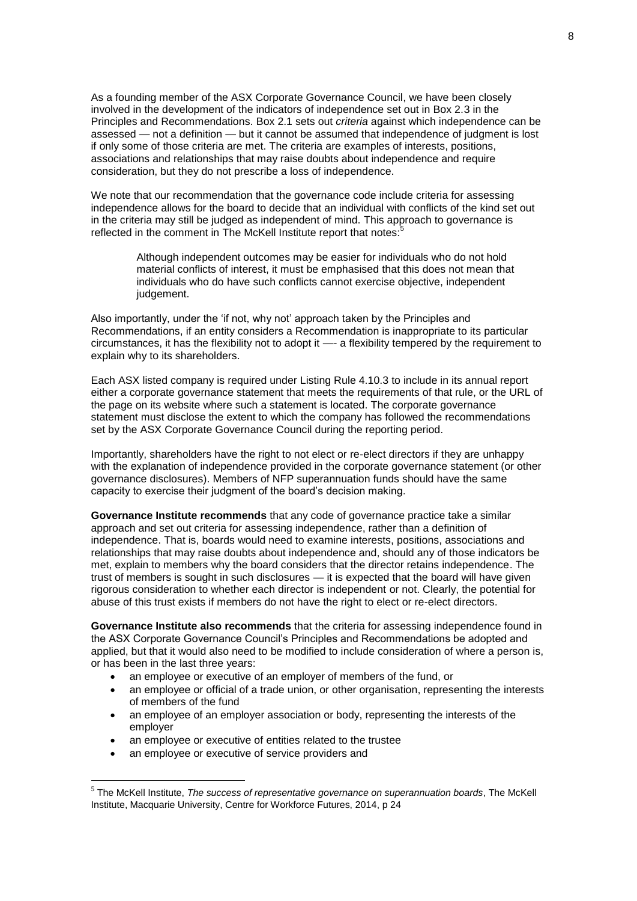As a founding member of the ASX Corporate Governance Council, we have been closely involved in the development of the indicators of independence set out in Box 2.3 in the Principles and Recommendations. Box 2.1 sets out *criteria* against which independence can be assessed — not a definition — but it cannot be assumed that independence of judgment is lost if only some of those criteria are met. The criteria are examples of interests, positions, associations and relationships that may raise doubts about independence and require consideration, but they do not prescribe a loss of independence.

We note that our recommendation that the governance code include criteria for assessing independence allows for the board to decide that an individual with conflicts of the kind set out in the criteria may still be judged as independent of mind. This approach to governance is reflected in the comment in The McKell Institute report that notes:[5]

> Although independent outcomes may be easier for individuals who do not hold material conflicts of interest, it must be emphasised that this does not mean that individuals who do have such conflicts cannot exercise objective, independent judgement.

Also importantly, under the 'if not, why not' approach taken by the Principles and Recommendations, if an entity considers a Recommendation is inappropriate to its particular circumstances, it has the flexibility not to adopt it —- a flexibility tempered by the requirement to explain why to its shareholders.

Each ASX listed company is required under Listing Rule 4.10.3 to include in its annual report either a corporate governance statement that meets the requirements of that rule, or the URL of the page on its website where such a statement is located. The corporate governance statement must disclose the extent to which the company has followed the recommendations set by the ASX Corporate Governance Council during the reporting period.

Importantly, shareholders have the right to not elect or re-elect directors if they are unhappy with the explanation of independence provided in the corporate governance statement (or other governance disclosures). Members of NFP superannuation funds should have the same capacity to exercise their judgment of the board's decision making.

**Governance Institute recommends** that any code of governance practice take a similar approach and set out criteria for assessing independence, rather than a definition of independence. That is, boards would need to examine interests, positions, associations and relationships that may raise doubts about independence and, should any of those indicators be met, explain to members why the board considers that the director retains independence. The trust of members is sought in such disclosures — it is expected that the board will have given rigorous consideration to whether each director is independent or not. Clearly, the potential for abuse of this trust exists if members do not have the right to elect or re-elect directors.

**Governance Institute also recommends** that the criteria for assessing independence found in the ASX Corporate Governance Council's Principles and Recommendations be adopted and applied, but that it would also need to be modified to include consideration of where a person is, or has been in the last three years:

- an employee or executive of an employer of members of the fund, or
- an employee or official of a trade union, or other organisation, representing the interests of members of the fund
- an employee of an employer association or body, representing the interests of the employer
- an employee or executive of entities related to the trustee
- an employee or executive of service providers and

[5] The McKell Institute, *The success of representative governance on superannuation boards*, The McKell Institute, Macquarie University, Centre for Workforce Futures, 2014, p 24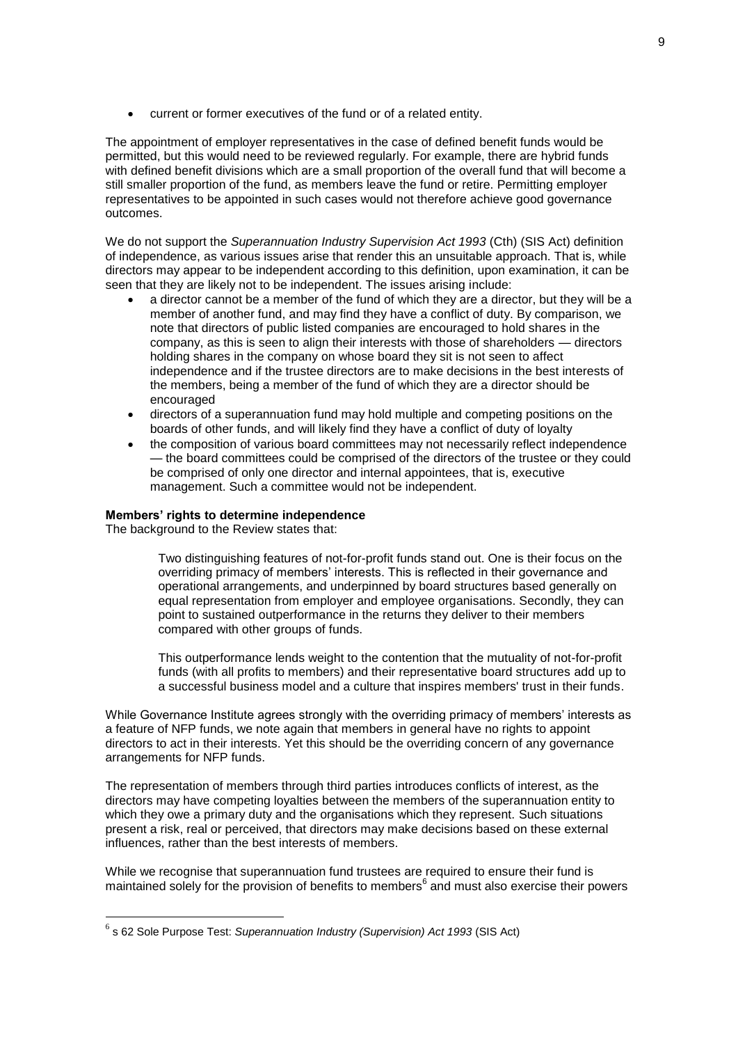- current or former executives of the fund or of a related entity.

The appointment of employer representatives in the case of defined benefit funds would be permitted, but this would need to be reviewed regularly. For example, there are hybrid funds with defined benefit divisions which are a small proportion of the overall fund that will become a still smaller proportion of the fund, as members leave the fund or retire. Permitting employer representatives to be appointed in such cases would not therefore achieve good governance outcomes.

We do not support the *Superannuation Industry Supervision Act 1993* (Cth) (SIS Act) definition of independence, as various issues arise that render this an unsuitable approach. That is, while directors may appear to be independent according to this definition, upon examination, it can be seen that they are likely not to be independent. The issues arising include:

- a director cannot be a member of the fund of which they are a director, but they will be a member of another fund, and may find they have a conflict of duty. By comparison, we note that directors of public listed companies are encouraged to hold shares in the company, as this is seen to align their interests with those of shareholders — directors holding shares in the company on whose board they sit is not seen to affect independence and if the trustee directors are to make decisions in the best interests of the members, being a member of the fund of which they are a director should be encouraged
- directors of a superannuation fund may hold multiple and competing positions on the boards of other funds, and will likely find they have a conflict of duty of loyalty
- the composition of various board committees may not necessarily reflect independence — the board committees could be comprised of the directors of the trustee or they could be comprised of only one director and internal appointees, that is, executive management. Such a committee would not be independent.

**Members' rights to determine independence**

The background to the Review states that:

> Two distinguishing features of not-for-profit funds stand out. One is their focus on the overriding primacy of members' interests. This is reflected in their governance and operational arrangements, and underpinned by board structures based generally on equal representation from employer and employee organisations. Secondly, they can point to sustained outperformance in the returns they deliver to their members compared with other groups of funds.
>
> This outperformance lends weight to the contention that the mutuality of not-for-profit funds (with all profits to members) and their representative board structures add up to a successful business model and a culture that inspires members' trust in their funds.

While Governance Institute agrees strongly with the overriding primacy of members' interests as a feature of NFP funds, we note again that members in general have no rights to appoint directors to act in their interests. Yet this should be the overriding concern of any governance arrangements for NFP funds.

The representation of members through third parties introduces conflicts of interest, as the directors may have competing loyalties between the members of the superannuation entity to which they owe a primary duty and the organisations which they represent. Such situations present a risk, real or perceived, that directors may make decisions based on these external influences, rather than the best interests of members.

While we recognise that superannuation fund trustees are required to ensure their fund is maintained solely for the provision of benefits to members[6] and must also exercise their powers

---

[6] s 62 Sole Purpose Test: *Superannuation Industry (Supervision) Act 1993* (SIS Act)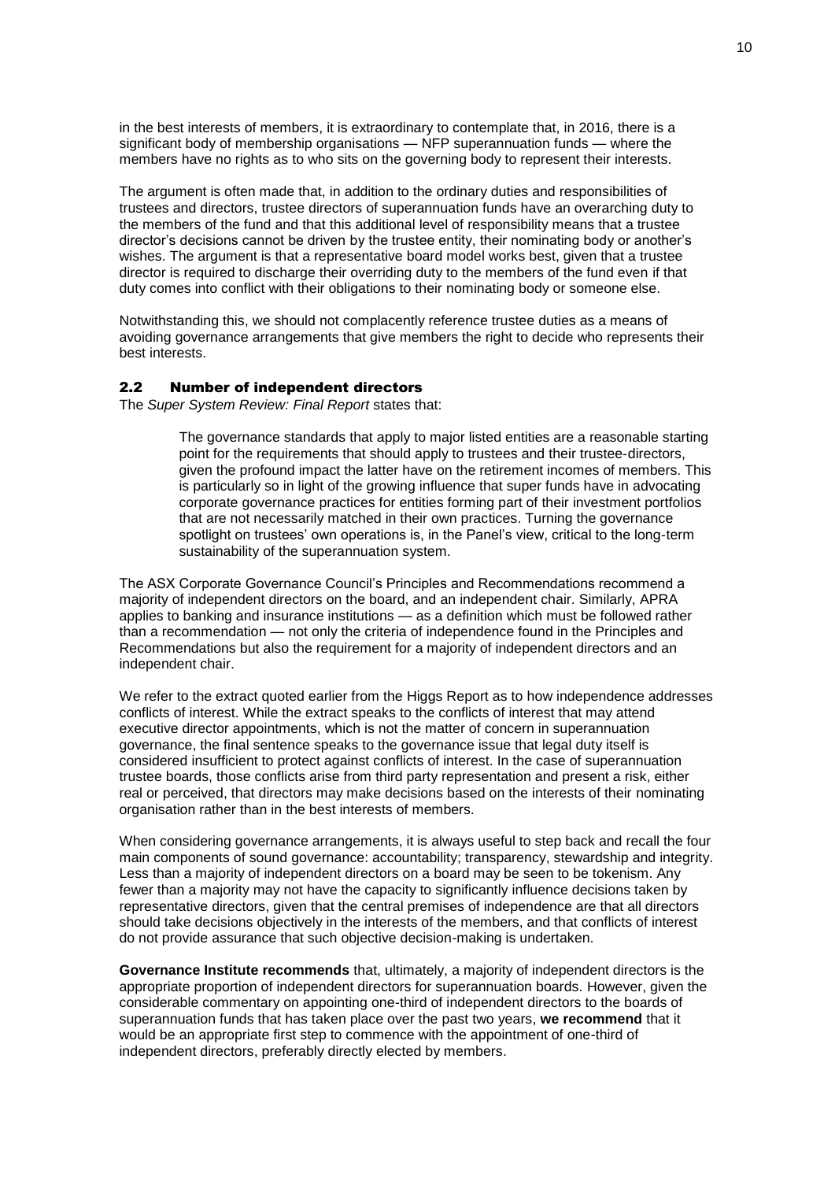in the best interests of members, it is extraordinary to contemplate that, in 2016, there is a significant body of membership organisations — NFP superannuation funds — where the members have no rights as to who sits on the governing body to represent their interests.

The argument is often made that, in addition to the ordinary duties and responsibilities of trustees and directors, trustee directors of superannuation funds have an overarching duty to the members of the fund and that this additional level of responsibility means that a trustee director's decisions cannot be driven by the trustee entity, their nominating body or another's wishes. The argument is that a representative board model works best, given that a trustee director is required to discharge their overriding duty to the members of the fund even if that duty comes into conflict with their obligations to their nominating body or someone else.

Notwithstanding this, we should not complacently reference trustee duties as a means of avoiding governance arrangements that give members the right to decide who represents their best interests.

## 2.2 Number of independent directors

The *Super System Review: Final Report* states that:

> The governance standards that apply to major listed entities are a reasonable starting point for the requirements that should apply to trustees and their trustee-directors, given the profound impact the latter have on the retirement incomes of members. This is particularly so in light of the growing influence that super funds have in advocating corporate governance practices for entities forming part of their investment portfolios that are not necessarily matched in their own practices. Turning the governance spotlight on trustees' own operations is, in the Panel's view, critical to the long-term sustainability of the superannuation system.

The ASX Corporate Governance Council's Principles and Recommendations recommend a majority of independent directors on the board, and an independent chair. Similarly, APRA applies to banking and insurance institutions — as a definition which must be followed rather than a recommendation — not only the criteria of independence found in the Principles and Recommendations but also the requirement for a majority of independent directors and an independent chair.

We refer to the extract quoted earlier from the Higgs Report as to how independence addresses conflicts of interest. While the extract speaks to the conflicts of interest that may attend executive director appointments, which is not the matter of concern in superannuation governance, the final sentence speaks to the governance issue that legal duty itself is considered insufficient to protect against conflicts of interest. In the case of superannuation trustee boards, those conflicts arise from third party representation and present a risk, either real or perceived, that directors may make decisions based on the interests of their nominating organisation rather than in the best interests of members.

When considering governance arrangements, it is always useful to step back and recall the four main components of sound governance: accountability; transparency, stewardship and integrity. Less than a majority of independent directors on a board may be seen to be tokenism. Any fewer than a majority may not have the capacity to significantly influence decisions taken by representative directors, given that the central premises of independence are that all directors should take decisions objectively in the interests of the members, and that conflicts of interest do not provide assurance that such objective decision-making is undertaken.

**Governance Institute recommends** that, ultimately, a majority of independent directors is the appropriate proportion of independent directors for superannuation boards. However, given the considerable commentary on appointing one-third of independent directors to the boards of superannuation funds that has taken place over the past two years, **we recommend** that it would be an appropriate first step to commence with the appointment of one-third of independent directors, preferably directly elected by members.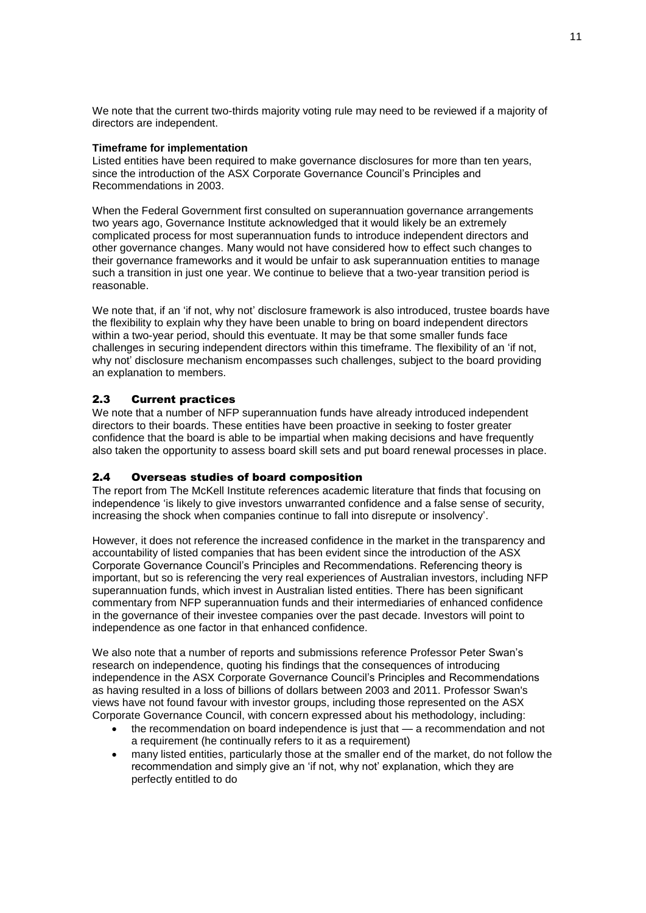We note that the current two-thirds majority voting rule may need to be reviewed if a majority of directors are independent.

**Timeframe for implementation**

Listed entities have been required to make governance disclosures for more than ten years, since the introduction of the ASX Corporate Governance Council's Principles and Recommendations in 2003.

When the Federal Government first consulted on superannuation governance arrangements two years ago, Governance Institute acknowledged that it would likely be an extremely complicated process for most superannuation funds to introduce independent directors and other governance changes. Many would not have considered how to effect such changes to their governance frameworks and it would be unfair to ask superannuation entities to manage such a transition in just one year. We continue to believe that a two-year transition period is reasonable.

We note that, if an 'if not, why not' disclosure framework is also introduced, trustee boards have the flexibility to explain why they have been unable to bring on board independent directors within a two-year period, should this eventuate. It may be that some smaller funds face challenges in securing independent directors within this timeframe. The flexibility of an 'if not, why not' disclosure mechanism encompasses such challenges, subject to the board providing an explanation to members.

## 2.3 Current practices

We note that a number of NFP superannuation funds have already introduced independent directors to their boards. These entities have been proactive in seeking to foster greater confidence that the board is able to be impartial when making decisions and have frequently also taken the opportunity to assess board skill sets and put board renewal processes in place.

## 2.4 Overseas studies of board composition

The report from The McKell Institute references academic literature that finds that focusing on independence 'is likely to give investors unwarranted confidence and a false sense of security, increasing the shock when companies continue to fall into disrepute or insolvency'.

However, it does not reference the increased confidence in the market in the transparency and accountability of listed companies that has been evident since the introduction of the ASX Corporate Governance Council's Principles and Recommendations. Referencing theory is important, but so is referencing the very real experiences of Australian investors, including NFP superannuation funds, which invest in Australian listed entities. There has been significant commentary from NFP superannuation funds and their intermediaries of enhanced confidence in the governance of their investee companies over the past decade. Investors will point to independence as one factor in that enhanced confidence.

We also note that a number of reports and submissions reference Professor Peter Swan's research on independence, quoting his findings that the consequences of introducing independence in the ASX Corporate Governance Council's Principles and Recommendations as having resulted in a loss of billions of dollars between 2003 and 2011. Professor Swan's views have not found favour with investor groups, including those represented on the ASX Corporate Governance Council, with concern expressed about his methodology, including:

- the recommendation on board independence is just that — a recommendation and not a requirement (he continually refers to it as a requirement)
- many listed entities, particularly those at the smaller end of the market, do not follow the recommendation and simply give an 'if not, why not' explanation, which they are perfectly entitled to do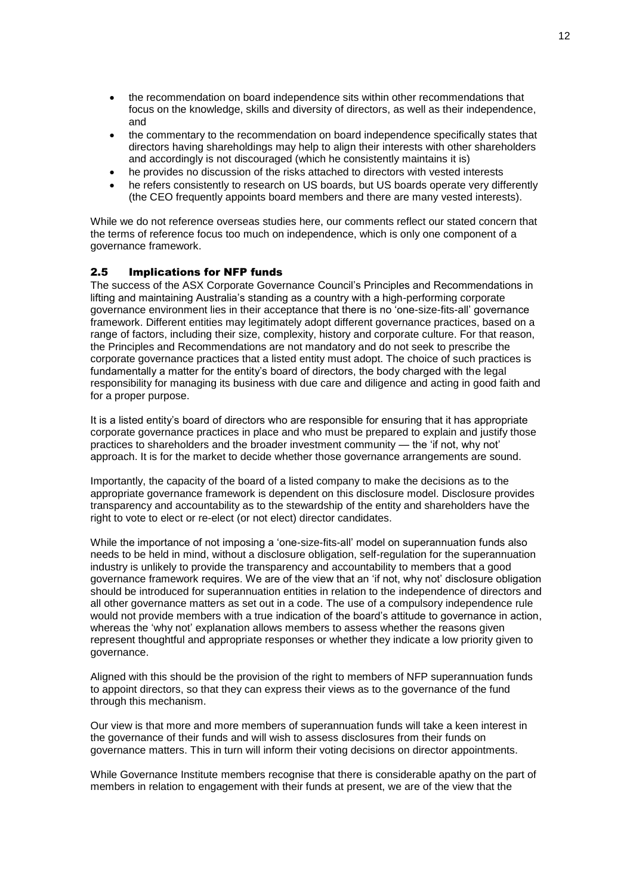- the recommendation on board independence sits within other recommendations that focus on the knowledge, skills and diversity of directors, as well as their independence, and
- the commentary to the recommendation on board independence specifically states that directors having shareholdings may help to align their interests with other shareholders and accordingly is not discouraged (which he consistently maintains it is)
- he provides no discussion of the risks attached to directors with vested interests
- he refers consistently to research on US boards, but US boards operate very differently (the CEO frequently appoints board members and there are many vested interests).

While we do not reference overseas studies here, our comments reflect our stated concern that the terms of reference focus too much on independence, which is only one component of a governance framework.

## 2.5 Implications for NFP funds

The success of the ASX Corporate Governance Council's Principles and Recommendations in lifting and maintaining Australia's standing as a country with a high-performing corporate governance environment lies in their acceptance that there is no 'one-size-fits-all' governance framework. Different entities may legitimately adopt different governance practices, based on a range of factors, including their size, complexity, history and corporate culture. For that reason, the Principles and Recommendations are not mandatory and do not seek to prescribe the corporate governance practices that a listed entity must adopt. The choice of such practices is fundamentally a matter for the entity's board of directors, the body charged with the legal responsibility for managing its business with due care and diligence and acting in good faith and for a proper purpose.

It is a listed entity's board of directors who are responsible for ensuring that it has appropriate corporate governance practices in place and who must be prepared to explain and justify those practices to shareholders and the broader investment community — the 'if not, why not' approach. It is for the market to decide whether those governance arrangements are sound.

Importantly, the capacity of the board of a listed company to make the decisions as to the appropriate governance framework is dependent on this disclosure model. Disclosure provides transparency and accountability as to the stewardship of the entity and shareholders have the right to vote to elect or re-elect (or not elect) director candidates.

While the importance of not imposing a 'one-size-fits-all' model on superannuation funds also needs to be held in mind, without a disclosure obligation, self-regulation for the superannuation industry is unlikely to provide the transparency and accountability to members that a good governance framework requires. We are of the view that an 'if not, why not' disclosure obligation should be introduced for superannuation entities in relation to the independence of directors and all other governance matters as set out in a code. The use of a compulsory independence rule would not provide members with a true indication of the board's attitude to governance in action, whereas the 'why not' explanation allows members to assess whether the reasons given represent thoughtful and appropriate responses or whether they indicate a low priority given to governance.

Aligned with this should be the provision of the right to members of NFP superannuation funds to appoint directors, so that they can express their views as to the governance of the fund through this mechanism.

Our view is that more and more members of superannuation funds will take a keen interest in the governance of their funds and will wish to assess disclosures from their funds on governance matters. This in turn will inform their voting decisions on director appointments.

While Governance Institute members recognise that there is considerable apathy on the part of members in relation to engagement with their funds at present, we are of the view that the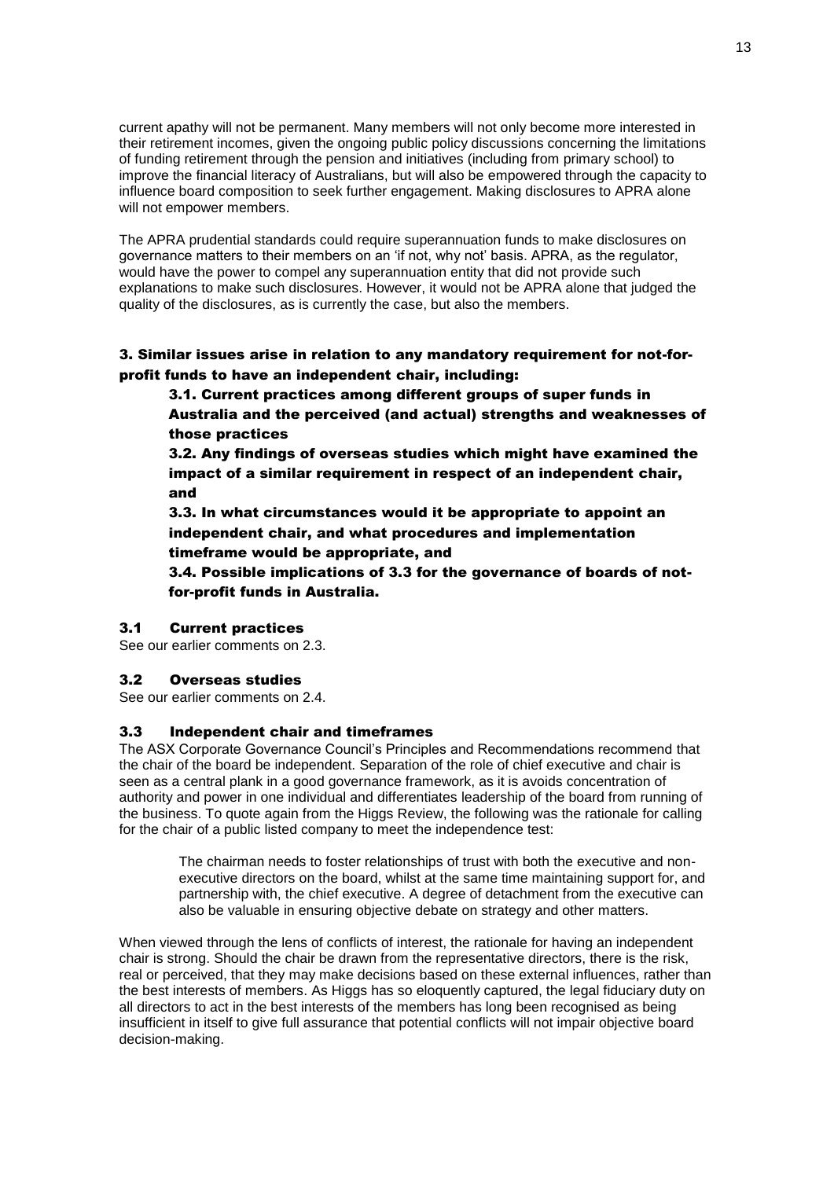current apathy will not be permanent. Many members will not only become more interested in their retirement incomes, given the ongoing public policy discussions concerning the limitations of funding retirement through the pension and initiatives (including from primary school) to improve the financial literacy of Australians, but will also be empowered through the capacity to influence board composition to seek further engagement. Making disclosures to APRA alone will not empower members.

The APRA prudential standards could require superannuation funds to make disclosures on governance matters to their members on an 'if not, why not' basis. APRA, as the regulator, would have the power to compel any superannuation entity that did not provide such explanations to make such disclosures. However, it would not be APRA alone that judged the quality of the disclosures, as is currently the case, but also the members.

### 3. Similar issues arise in relation to any mandatory requirement for not-for-profit funds to have an independent chair, including:

> **3.1. Current practices among different groups of super funds in Australia and the perceived (and actual) strengths and weaknesses of those practices**
>
> **3.2. Any findings of overseas studies which might have examined the impact of a similar requirement in respect of an independent chair, and**
>
> **3.3. In what circumstances would it be appropriate to appoint an independent chair, and what procedures and implementation timeframe would be appropriate, and**
>
> **3.4. Possible implications of 3.3 for the governance of boards of not-for-profit funds in Australia.**

#### 3.1 Current practices

See our earlier comments on 2.3.

#### 3.2 Overseas studies

See our earlier comments on 2.4.

#### 3.3 Independent chair and timeframes

The ASX Corporate Governance Council's Principles and Recommendations recommend that the chair of the board be independent. Separation of the role of chief executive and chair is seen as a central plank in a good governance framework, as it is avoids concentration of authority and power in one individual and differentiates leadership of the board from running of the business. To quote again from the Higgs Review, the following was the rationale for calling for the chair of a public listed company to meet the independence test:

> The chairman needs to foster relationships of trust with both the executive and non-executive directors on the board, whilst at the same time maintaining support for, and partnership with, the chief executive. A degree of detachment from the executive can also be valuable in ensuring objective debate on strategy and other matters.

When viewed through the lens of conflicts of interest, the rationale for having an independent chair is strong. Should the chair be drawn from the representative directors, there is the risk, real or perceived, that they may make decisions based on these external influences, rather than the best interests of members. As Higgs has so eloquently captured, the legal fiduciary duty on all directors to act in the best interests of the members has long been recognised as being insufficient in itself to give full assurance that potential conflicts will not impair objective board decision-making.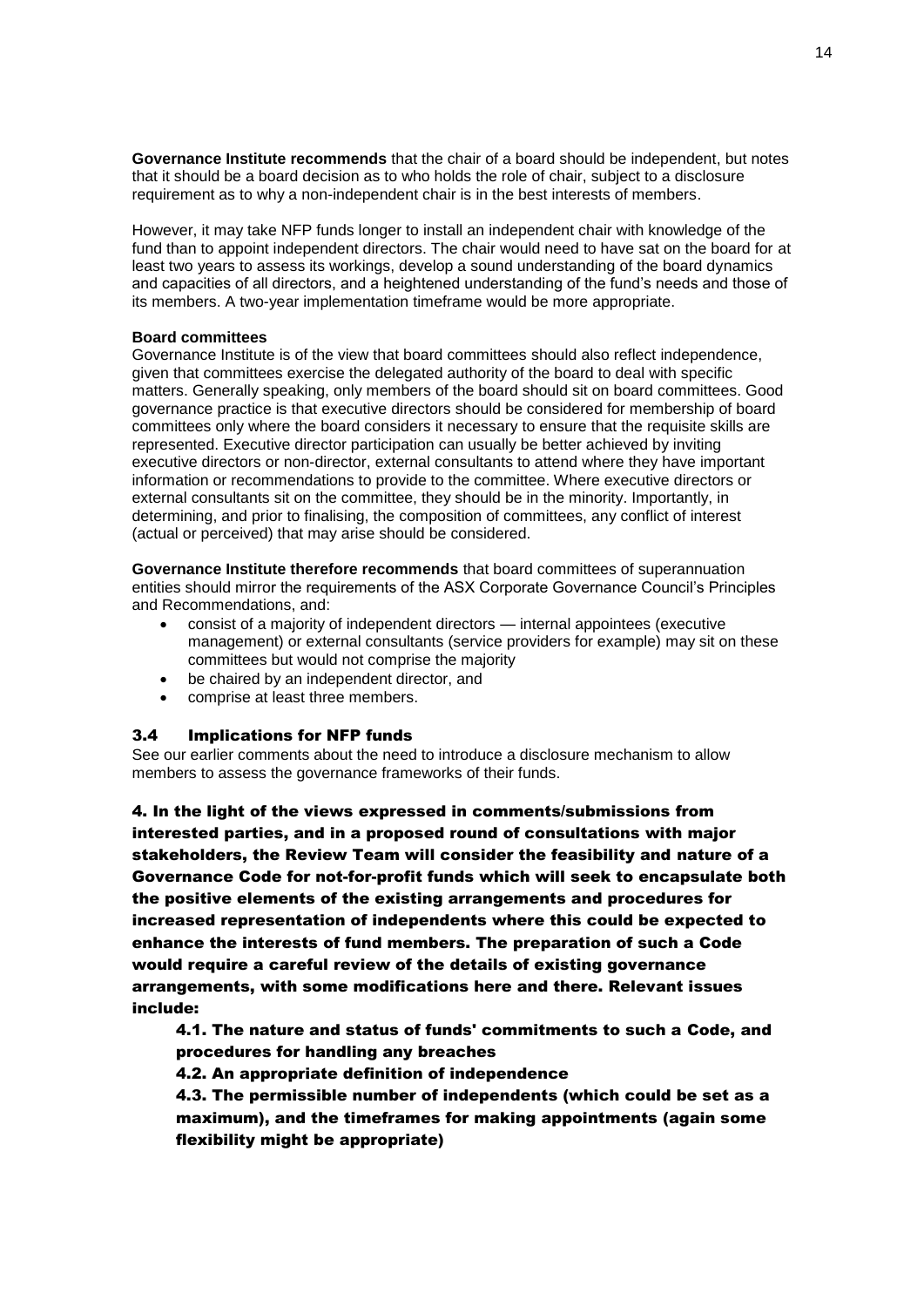**Governance Institute recommends** that the chair of a board should be independent, but notes that it should be a board decision as to who holds the role of chair, subject to a disclosure requirement as to why a non-independent chair is in the best interests of members.

However, it may take NFP funds longer to install an independent chair with knowledge of the fund than to appoint independent directors. The chair would need to have sat on the board for at least two years to assess its workings, develop a sound understanding of the board dynamics and capacities of all directors, and a heightened understanding of the fund's needs and those of its members. A two-year implementation timeframe would be more appropriate.

**Board committees**

Governance Institute is of the view that board committees should also reflect independence, given that committees exercise the delegated authority of the board to deal with specific matters. Generally speaking, only members of the board should sit on board committees. Good governance practice is that executive directors should be considered for membership of board committees only where the board considers it necessary to ensure that the requisite skills are represented. Executive director participation can usually be better achieved by inviting executive directors or non-director, external consultants to attend where they have important information or recommendations to provide to the committee. Where executive directors or external consultants sit on the committee, they should be in the minority. Importantly, in determining, and prior to finalising, the composition of committees, any conflict of interest (actual or perceived) that may arise should be considered.

**Governance Institute therefore recommends** that board committees of superannuation entities should mirror the requirements of the ASX Corporate Governance Council's Principles and Recommendations, and:

- consist of a majority of independent directors — internal appointees (executive management) or external consultants (service providers for example) may sit on these committees but would not comprise the majority
- be chaired by an independent director, and
- comprise at least three members.

### 3.4 Implications for NFP funds

See our earlier comments about the need to introduce a disclosure mechanism to allow members to assess the governance frameworks of their funds.

**4. In the light of the views expressed in comments/submissions from interested parties, and in a proposed round of consultations with major stakeholders, the Review Team will consider the feasibility and nature of a Governance Code for not-for-profit funds which will seek to encapsulate both the positive elements of the existing arrangements and procedures for increased representation of independents where this could be expected to enhance the interests of fund members. The preparation of such a Code would require a careful review of the details of existing governance arrangements, with some modifications here and there. Relevant issues include:**

**4.1. The nature and status of funds' commitments to such a Code, and procedures for handling any breaches**

**4.2. An appropriate definition of independence**

**4.3. The permissible number of independents (which could be set as a maximum), and the timeframes for making appointments (again some flexibility might be appropriate)**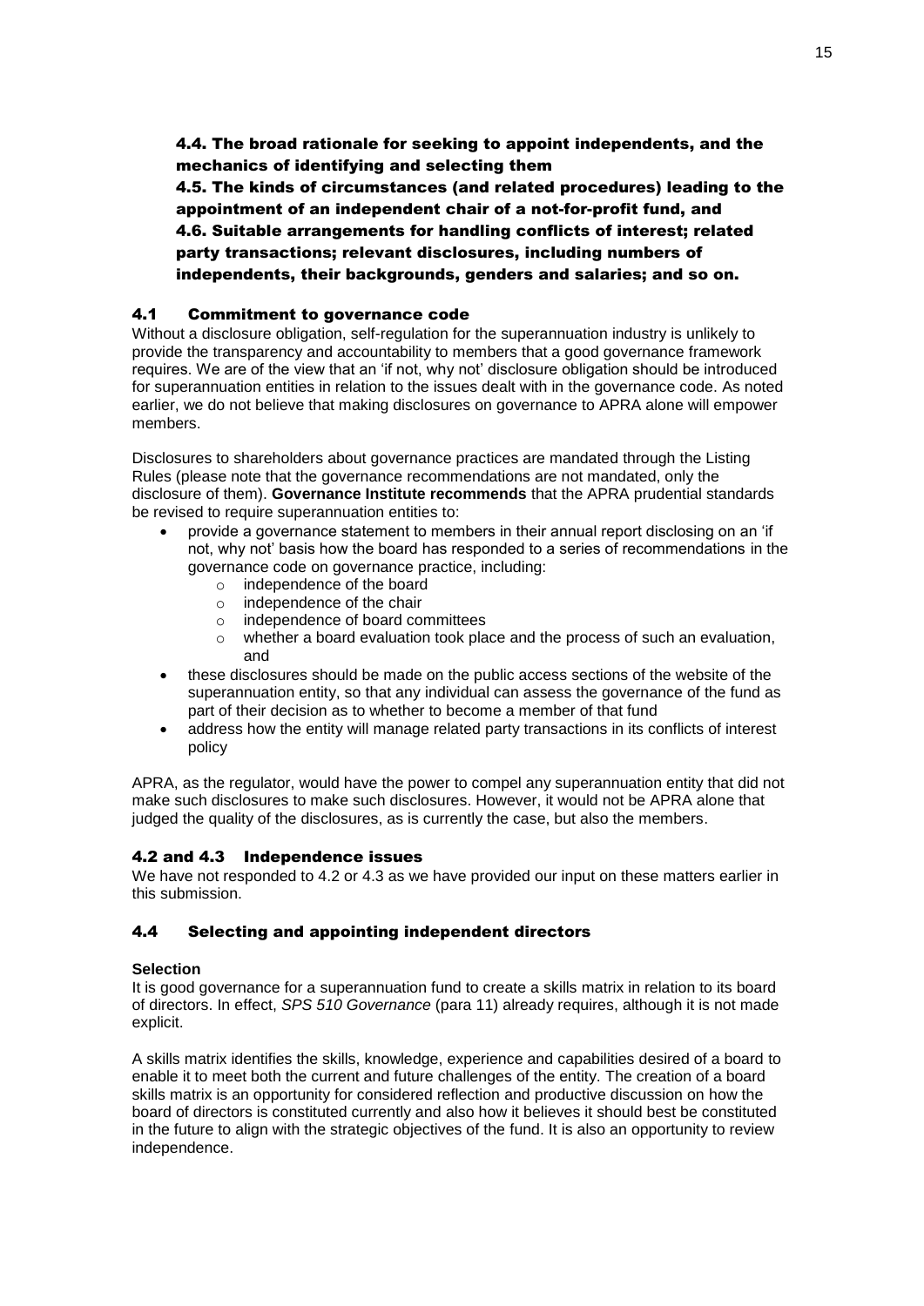**4.4. The broad rationale for seeking to appoint independents, and the mechanics of identifying and selecting them**

**4.5. The kinds of circumstances (and related procedures) leading to the appointment of an independent chair of a not-for-profit fund, and**

**4.6. Suitable arrangements for handling conflicts of interest; related party transactions; relevant disclosures, including numbers of independents, their backgrounds, genders and salaries; and so on.**

### 4.1 Commitment to governance code

Without a disclosure obligation, self-regulation for the superannuation industry is unlikely to provide the transparency and accountability to members that a good governance framework requires. We are of the view that an 'if not, why not' disclosure obligation should be introduced for superannuation entities in relation to the issues dealt with in the governance code. As noted earlier, we do not believe that making disclosures on governance to APRA alone will empower members.

Disclosures to shareholders about governance practices are mandated through the Listing Rules (please note that the governance recommendations are not mandated, only the disclosure of them). **Governance Institute recommends** that the APRA prudential standards be revised to require superannuation entities to:

- provide a governance statement to members in their annual report disclosing on an 'if not, why not' basis how the board has responded to a series of recommendations in the governance code on governance practice, including:
  - independence of the board
  - independence of the chair
  - independence of board committees
  - whether a board evaluation took place and the process of such an evaluation, and
- these disclosures should be made on the public access sections of the website of the superannuation entity, so that any individual can assess the governance of the fund as part of their decision as to whether to become a member of that fund
- address how the entity will manage related party transactions in its conflicts of interest policy

APRA, as the regulator, would have the power to compel any superannuation entity that did not make such disclosures to make such disclosures. However, it would not be APRA alone that judged the quality of the disclosures, as is currently the case, but also the members.

### 4.2 and 4.3 Independence issues

We have not responded to 4.2 or 4.3 as we have provided our input on these matters earlier in this submission.

### 4.4 Selecting and appointing independent directors

**Selection**

It is good governance for a superannuation fund to create a skills matrix in relation to its board of directors. In effect, *SPS 510 Governance* (para 11) already requires, although it is not made explicit.

A skills matrix identifies the skills, knowledge, experience and capabilities desired of a board to enable it to meet both the current and future challenges of the entity. The creation of a board skills matrix is an opportunity for considered reflection and productive discussion on how the board of directors is constituted currently and also how it believes it should best be constituted in the future to align with the strategic objectives of the fund. It is also an opportunity to review independence.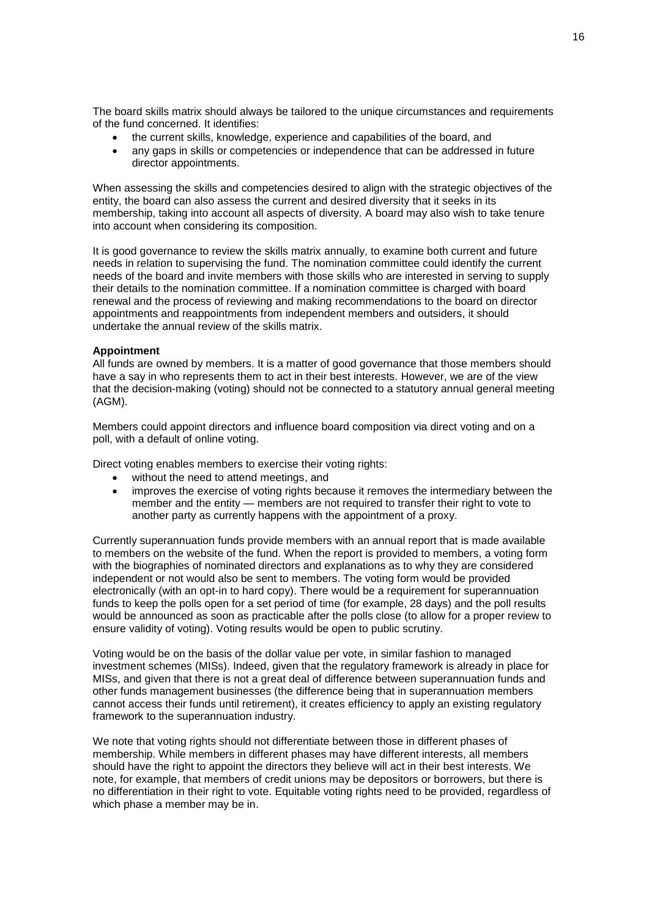The board skills matrix should always be tailored to the unique circumstances and requirements of the fund concerned. It identifies:

- the current skills, knowledge, experience and capabilities of the board, and
- any gaps in skills or competencies or independence that can be addressed in future director appointments.

When assessing the skills and competencies desired to align with the strategic objectives of the entity, the board can also assess the current and desired diversity that it seeks in its membership, taking into account all aspects of diversity. A board may also wish to take tenure into account when considering its composition.

It is good governance to review the skills matrix annually, to examine both current and future needs in relation to supervising the fund. The nomination committee could identify the current needs of the board and invite members with those skills who are interested in serving to supply their details to the nomination committee. If a nomination committee is charged with board renewal and the process of reviewing and making recommendations to the board on director appointments and reappointments from independent members and outsiders, it should undertake the annual review of the skills matrix.

**Appointment**

All funds are owned by members. It is a matter of good governance that those members should have a say in who represents them to act in their best interests. However, we are of the view that the decision-making (voting) should not be connected to a statutory annual general meeting (AGM).

Members could appoint directors and influence board composition via direct voting and on a poll, with a default of online voting.

Direct voting enables members to exercise their voting rights:

- without the need to attend meetings, and
- improves the exercise of voting rights because it removes the intermediary between the member and the entity — members are not required to transfer their right to vote to another party as currently happens with the appointment of a proxy.

Currently superannuation funds provide members with an annual report that is made available to members on the website of the fund. When the report is provided to members, a voting form with the biographies of nominated directors and explanations as to why they are considered independent or not would also be sent to members. The voting form would be provided electronically (with an opt-in to hard copy). There would be a requirement for superannuation funds to keep the polls open for a set period of time (for example, 28 days) and the poll results would be announced as soon as practicable after the polls close (to allow for a proper review to ensure validity of voting). Voting results would be open to public scrutiny.

Voting would be on the basis of the dollar value per vote, in similar fashion to managed investment schemes (MISs). Indeed, given that the regulatory framework is already in place for MISs, and given that there is not a great deal of difference between superannuation funds and other funds management businesses (the difference being that in superannuation members cannot access their funds until retirement), it creates efficiency to apply an existing regulatory framework to the superannuation industry.

We note that voting rights should not differentiate between those in different phases of membership. While members in different phases may have different interests, all members should have the right to appoint the directors they believe will act in their best interests. We note, for example, that members of credit unions may be depositors or borrowers, but there is no differentiation in their right to vote. Equitable voting rights need to be provided, regardless of which phase a member may be in.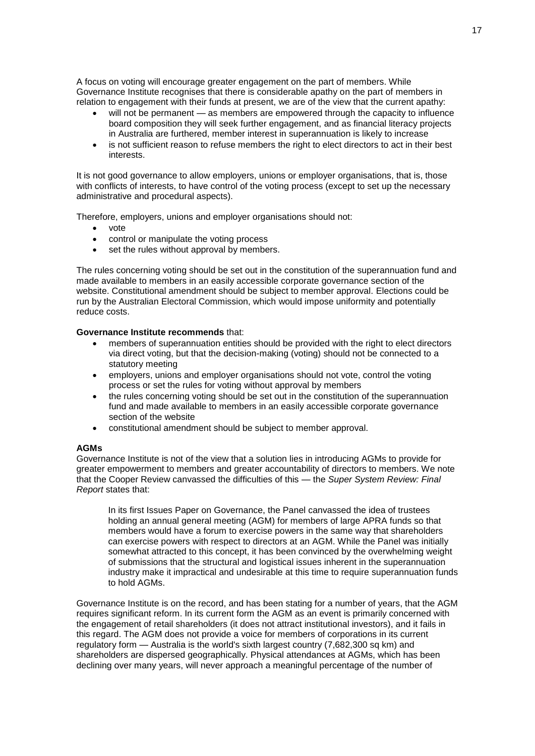A focus on voting will encourage greater engagement on the part of members. While Governance Institute recognises that there is considerable apathy on the part of members in relation to engagement with their funds at present, we are of the view that the current apathy:

- will not be permanent — as members are empowered through the capacity to influence board composition they will seek further engagement, and as financial literacy projects in Australia are furthered, member interest in superannuation is likely to increase
- is not sufficient reason to refuse members the right to elect directors to act in their best interests.

It is not good governance to allow employers, unions or employer organisations, that is, those with conflicts of interests, to have control of the voting process (except to set up the necessary administrative and procedural aspects).

Therefore, employers, unions and employer organisations should not:

- vote
- control or manipulate the voting process
- set the rules without approval by members.

The rules concerning voting should be set out in the constitution of the superannuation fund and made available to members in an easily accessible corporate governance section of the website. Constitutional amendment should be subject to member approval. Elections could be run by the Australian Electoral Commission, which would impose uniformity and potentially reduce costs.

**Governance Institute recommends** that:

- members of superannuation entities should be provided with the right to elect directors via direct voting, but that the decision-making (voting) should not be connected to a statutory meeting
- employers, unions and employer organisations should not vote, control the voting process or set the rules for voting without approval by members
- the rules concerning voting should be set out in the constitution of the superannuation fund and made available to members in an easily accessible corporate governance section of the website
- constitutional amendment should be subject to member approval.

**AGMs**

Governance Institute is not of the view that a solution lies in introducing AGMs to provide for greater empowerment to members and greater accountability of directors to members. We note that the Cooper Review canvassed the difficulties of this — the *Super System Review: Final Report* states that:

> In its first Issues Paper on Governance, the Panel canvassed the idea of trustees holding an annual general meeting (AGM) for members of large APRA funds so that members would have a forum to exercise powers in the same way that shareholders can exercise powers with respect to directors at an AGM. While the Panel was initially somewhat attracted to this concept, it has been convinced by the overwhelming weight of submissions that the structural and logistical issues inherent in the superannuation industry make it impractical and undesirable at this time to require superannuation funds to hold AGMs.

Governance Institute is on the record, and has been stating for a number of years, that the AGM requires significant reform. In its current form the AGM as an event is primarily concerned with the engagement of retail shareholders (it does not attract institutional investors), and it fails in this regard. The AGM does not provide a voice for members of corporations in its current regulatory form — Australia is the world's sixth largest country (7,682,300 sq km) and shareholders are dispersed geographically. Physical attendances at AGMs, which has been declining over many years, will never approach a meaningful percentage of the number of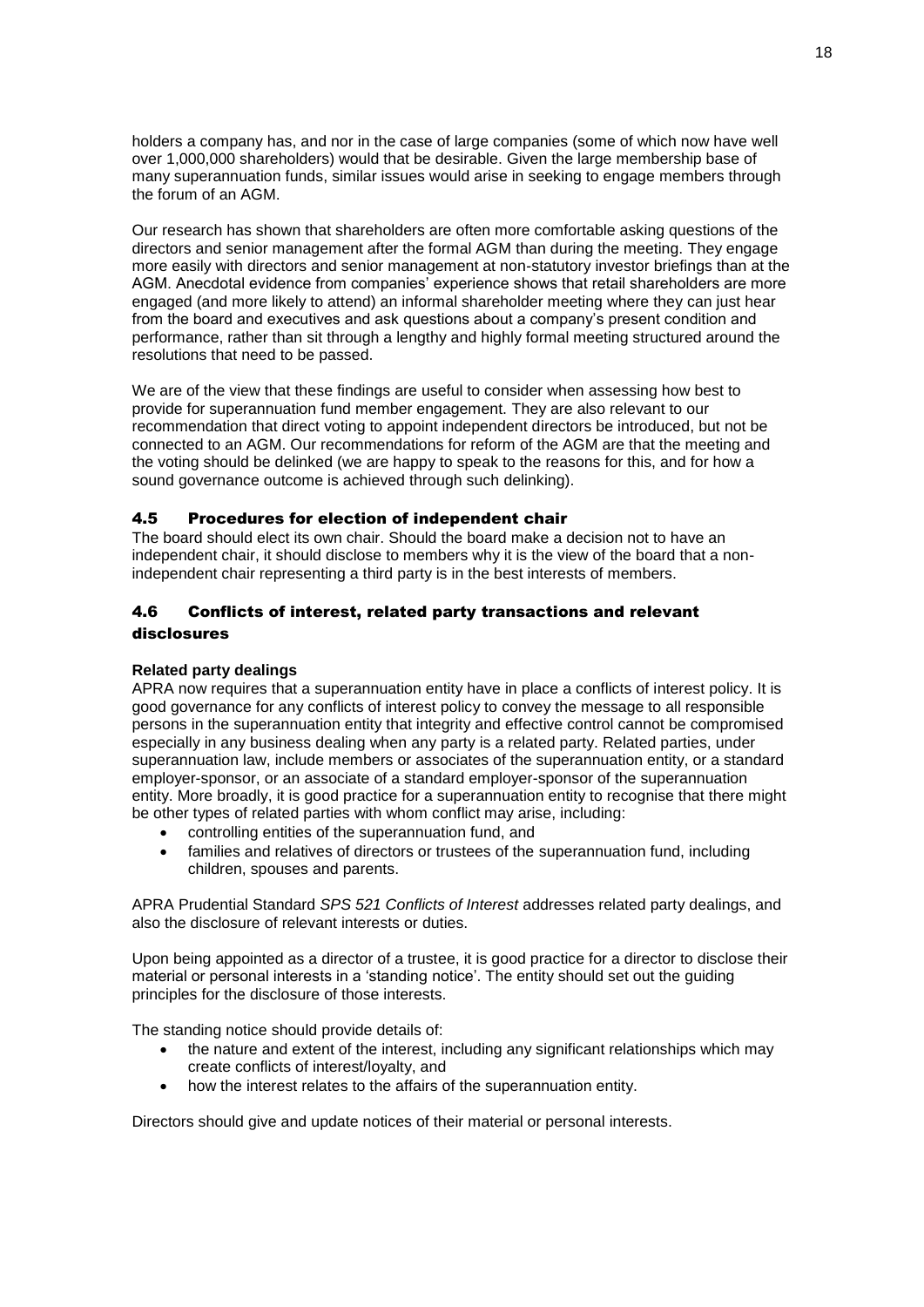holders a company has, and nor in the case of large companies (some of which now have well over 1,000,000 shareholders) would that be desirable. Given the large membership base of many superannuation funds, similar issues would arise in seeking to engage members through the forum of an AGM.

Our research has shown that shareholders are often more comfortable asking questions of the directors and senior management after the formal AGM than during the meeting. They engage more easily with directors and senior management at non-statutory investor briefings than at the AGM. Anecdotal evidence from companies' experience shows that retail shareholders are more engaged (and more likely to attend) an informal shareholder meeting where they can just hear from the board and executives and ask questions about a company's present condition and performance, rather than sit through a lengthy and highly formal meeting structured around the resolutions that need to be passed.

We are of the view that these findings are useful to consider when assessing how best to provide for superannuation fund member engagement. They are also relevant to our recommendation that direct voting to appoint independent directors be introduced, but not be connected to an AGM. Our recommendations for reform of the AGM are that the meeting and the voting should be delinked (we are happy to speak to the reasons for this, and for how a sound governance outcome is achieved through such delinking).

## 4.5 Procedures for election of independent chair

The board should elect its own chair. Should the board make a decision not to have an independent chair, it should disclose to members why it is the view of the board that a non-independent chair representing a third party is in the best interests of members.

## 4.6 Conflicts of interest, related party transactions and relevant disclosures

**Related party dealings**

APRA now requires that a superannuation entity have in place a conflicts of interest policy. It is good governance for any conflicts of interest policy to convey the message to all responsible persons in the superannuation entity that integrity and effective control cannot be compromised especially in any business dealing when any party is a related party. Related parties, under superannuation law, include members or associates of the superannuation entity, or a standard employer-sponsor, or an associate of a standard employer-sponsor of the superannuation entity. More broadly, it is good practice for a superannuation entity to recognise that there might be other types of related parties with whom conflict may arise, including:

- controlling entities of the superannuation fund, and
- families and relatives of directors or trustees of the superannuation fund, including children, spouses and parents.

APRA Prudential Standard *SPS 521 Conflicts of Interest* addresses related party dealings, and also the disclosure of relevant interests or duties.

Upon being appointed as a director of a trustee, it is good practice for a director to disclose their material or personal interests in a 'standing notice'. The entity should set out the guiding principles for the disclosure of those interests.

The standing notice should provide details of:

- the nature and extent of the interest, including any significant relationships which may create conflicts of interest/loyalty, and
- how the interest relates to the affairs of the superannuation entity.

Directors should give and update notices of their material or personal interests.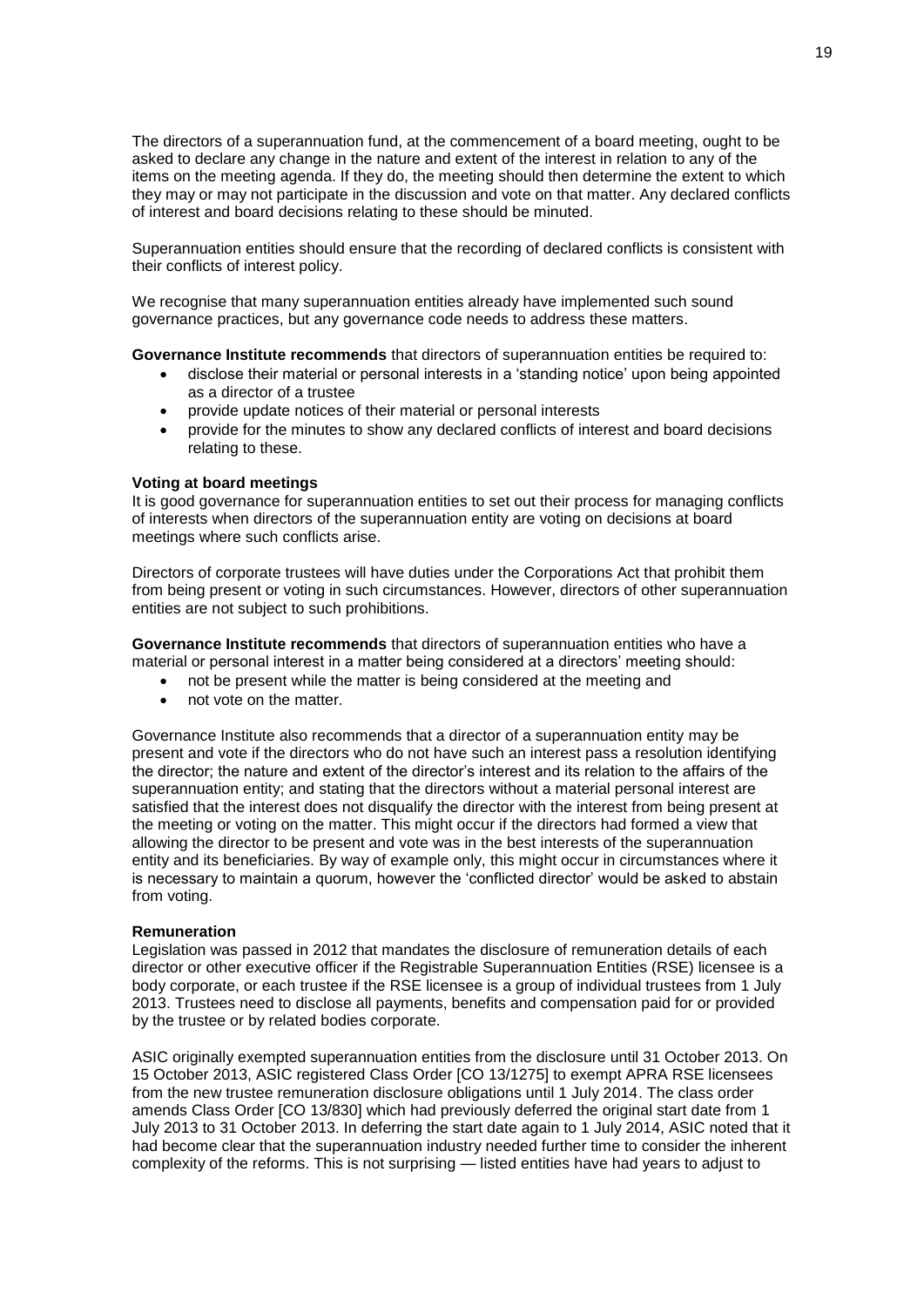The directors of a superannuation fund, at the commencement of a board meeting, ought to be asked to declare any change in the nature and extent of the interest in relation to any of the items on the meeting agenda. If they do, the meeting should then determine the extent to which they may or may not participate in the discussion and vote on that matter. Any declared conflicts of interest and board decisions relating to these should be minuted.

Superannuation entities should ensure that the recording of declared conflicts is consistent with their conflicts of interest policy.

We recognise that many superannuation entities already have implemented such sound governance practices, but any governance code needs to address these matters.

**Governance Institute recommends** that directors of superannuation entities be required to:

- disclose their material or personal interests in a 'standing notice' upon being appointed as a director of a trustee
- provide update notices of their material or personal interests
- provide for the minutes to show any declared conflicts of interest and board decisions relating to these.

**Voting at board meetings**

It is good governance for superannuation entities to set out their process for managing conflicts of interests when directors of the superannuation entity are voting on decisions at board meetings where such conflicts arise.

Directors of corporate trustees will have duties under the Corporations Act that prohibit them from being present or voting in such circumstances. However, directors of other superannuation entities are not subject to such prohibitions.

**Governance Institute recommends** that directors of superannuation entities who have a material or personal interest in a matter being considered at a directors' meeting should:

- not be present while the matter is being considered at the meeting and
- not vote on the matter.

Governance Institute also recommends that a director of a superannuation entity may be present and vote if the directors who do not have such an interest pass a resolution identifying the director; the nature and extent of the director's interest and its relation to the affairs of the superannuation entity; and stating that the directors without a material personal interest are satisfied that the interest does not disqualify the director with the interest from being present at the meeting or voting on the matter. This might occur if the directors had formed a view that allowing the director to be present and vote was in the best interests of the superannuation entity and its beneficiaries. By way of example only, this might occur in circumstances where it is necessary to maintain a quorum, however the 'conflicted director' would be asked to abstain from voting.

**Remuneration**

Legislation was passed in 2012 that mandates the disclosure of remuneration details of each director or other executive officer if the Registrable Superannuation Entities (RSE) licensee is a body corporate, or each trustee if the RSE licensee is a group of individual trustees from 1 July 2013. Trustees need to disclose all payments, benefits and compensation paid for or provided by the trustee or by related bodies corporate.

ASIC originally exempted superannuation entities from the disclosure until 31 October 2013. On 15 October 2013, ASIC registered Class Order [CO 13/1275] to exempt APRA RSE licensees from the new trustee remuneration disclosure obligations until 1 July 2014. The class order amends Class Order [CO 13/830] which had previously deferred the original start date from 1 July 2013 to 31 October 2013. In deferring the start date again to 1 July 2014, ASIC noted that it had become clear that the superannuation industry needed further time to consider the inherent complexity of the reforms. This is not surprising — listed entities have had years to adjust to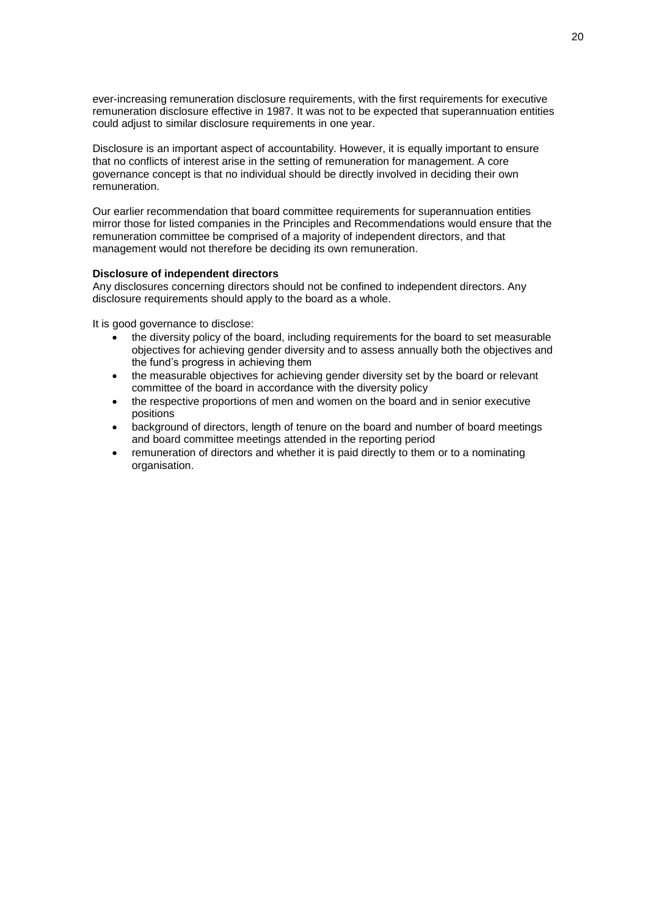ever-increasing remuneration disclosure requirements, with the first requirements for executive remuneration disclosure effective in 1987. It was not to be expected that superannuation entities could adjust to similar disclosure requirements in one year.

Disclosure is an important aspect of accountability. However, it is equally important to ensure that no conflicts of interest arise in the setting of remuneration for management. A core governance concept is that no individual should be directly involved in deciding their own remuneration.

Our earlier recommendation that board committee requirements for superannuation entities mirror those for listed companies in the Principles and Recommendations would ensure that the remuneration committee be comprised of a majority of independent directors, and that management would not therefore be deciding its own remuneration.

**Disclosure of independent directors**

Any disclosures concerning directors should not be confined to independent directors. Any disclosure requirements should apply to the board as a whole.

It is good governance to disclose:

- the diversity policy of the board, including requirements for the board to set measurable objectives for achieving gender diversity and to assess annually both the objectives and the fund's progress in achieving them
- the measurable objectives for achieving gender diversity set by the board or relevant committee of the board in accordance with the diversity policy
- the respective proportions of men and women on the board and in senior executive positions
- background of directors, length of tenure on the board and number of board meetings and board committee meetings attended in the reporting period
- remuneration of directors and whether it is paid directly to them or to a nominating organisation.